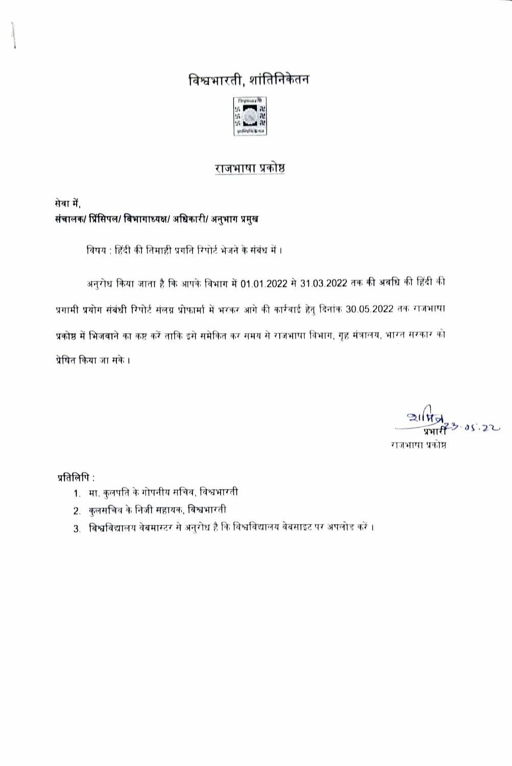# विश्वभारती, शांतिनिकेतन

## राजभाषा प्रकोष्ठ

सेवा में,
**संचालक/ प्रिंसिपल/ विभागाध्यक्ष/ अधिकारी/ अनुभाग प्रमुख**

विषय : हिंदी की तिमाही प्रगति रिपोर्ट भेजने के संबंध में।

अनुरोध किया जाता है कि आपके विभाग में 01.01.2022 से 31.03.2022 तक की अवधि की हिंदी की प्रगामी प्रयोग संबंधी रिपोर्ट संलग्न प्रोफार्मा में भरकर आगे की कार्रवाई हेतु दिनांक 30.05.2022 तक राजभाषा प्रकोष्ठ में भिजवाने का कष्ट करें ताकि इसे समेकित कर समय से राजभाषा विभाग, गृह मंत्रालय, भारत सरकार को प्रेषित किया जा सके।

अमित्र 23.05.22
प्रभारी
राजभाषा प्रकोष्ठ

प्रतिलिपि :

1. मा. कुलपति के गोपनीय सचिव, विश्वभारती
2. कुलसचिव के निजी सहायक, विश्वभारती
3. विश्वविद्यालय वेबमास्टर से अनुरोध है कि विश्वविद्यालय वेबसाइट पर अपलोड करें।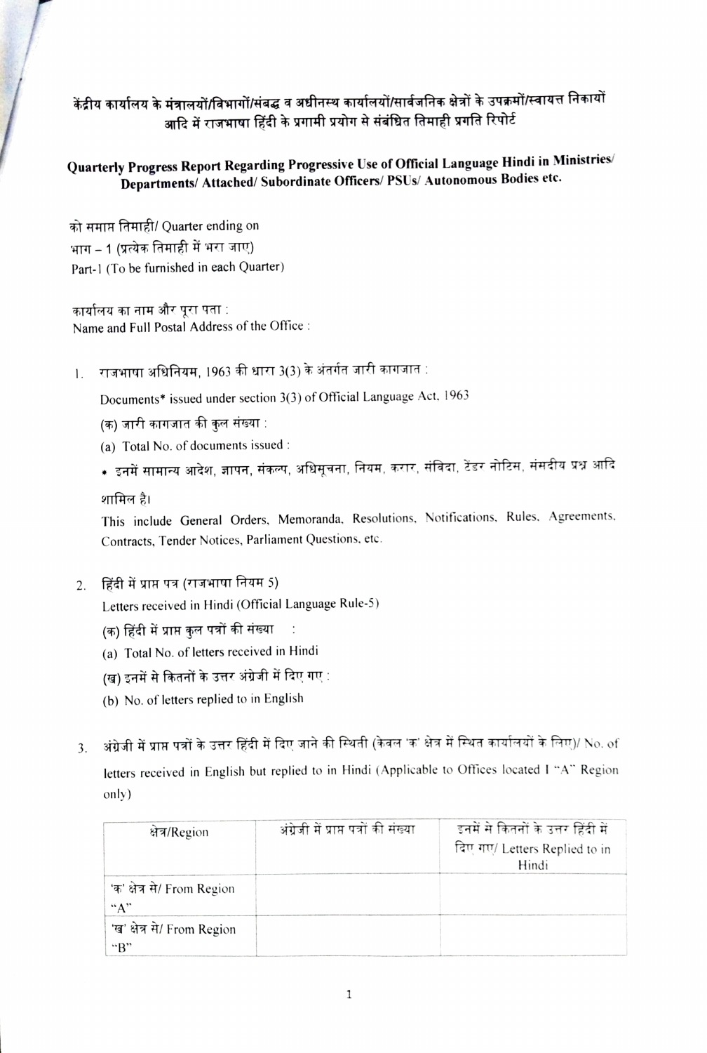# केंद्रीय कार्यालय के मंत्रालयों/विभागों/संबद्ध व अधीनस्थ कार्यालयों/सार्वजनिक क्षेत्रों के उपक्रमों/स्वायत्त निकायों आदि में राजभाषा हिंदी के प्रगामी प्रयोग से संबंधित तिमाही प्रगति रिपोर्ट

## Quarterly Progress Report Regarding Progressive Use of Official Language Hindi in Ministries/ Departments/ Attached/ Subordinate Officers/ PSUs/ Autonomous Bodies etc.

को समाप्त तिमाही/ Quarter ending on

भाग – 1 (प्रत्येक तिमाही में भरा जाए)

Part-1 (To be furnished in each Quarter)

कार्यालय का नाम और पूरा पता :

Name and Full Postal Address of the Office :

1. राजभाषा अधिनियम, 1963 की धारा 3(3) के अंतर्गत जारी कागजात :

   Documents* issued under section 3(3) of Official Language Act, 1963

   (क) जारी कागजात की कुल संख्या :

   (a) Total No. of documents issued :

   * इनमें सामान्य आदेश, ज्ञापन, संकल्प, अधिसूचना, नियम, करार, संविदा, टेंडर नोटिस, संसदीय प्रश्न आदि शामिल है।

   This include General Orders, Memoranda, Resolutions, Notifications, Rules, Agreements, Contracts, Tender Notices, Parliament Questions, etc.

2. हिंदी में प्राप्त पत्र (राजभाषा नियम 5)

   Letters received in Hindi (Official Language Rule-5)

   (क) हिंदी में प्राप्त कुल पत्रों की संख्या :

   (a) Total No. of letters received in Hindi

   (ख) इनमें से कितनों के उत्तर अंग्रेजी में दिए गए :

   (b) No. of letters replied to in English

3. अंग्रेजी में प्राप्त पत्रों के उत्तर हिंदी में दिए जाने की स्थिति (केवल 'क' क्षेत्र में स्थित कार्यालयों के लिए)/ No. of letters received in English but replied to in Hindi (Applicable to Offices located I "A" Region only)

| क्षेत्र/Region | अंग्रेजी में प्राप्त पत्रों की संख्या | इनमें से कितनों के उत्तर हिंदी में दिए गए/ Letters Replied to in Hindi |
|---|---|---|
| 'क' क्षेत्र से/ From Region "A" | | |
| 'ख' क्षेत्र से/ From Region "B" | | |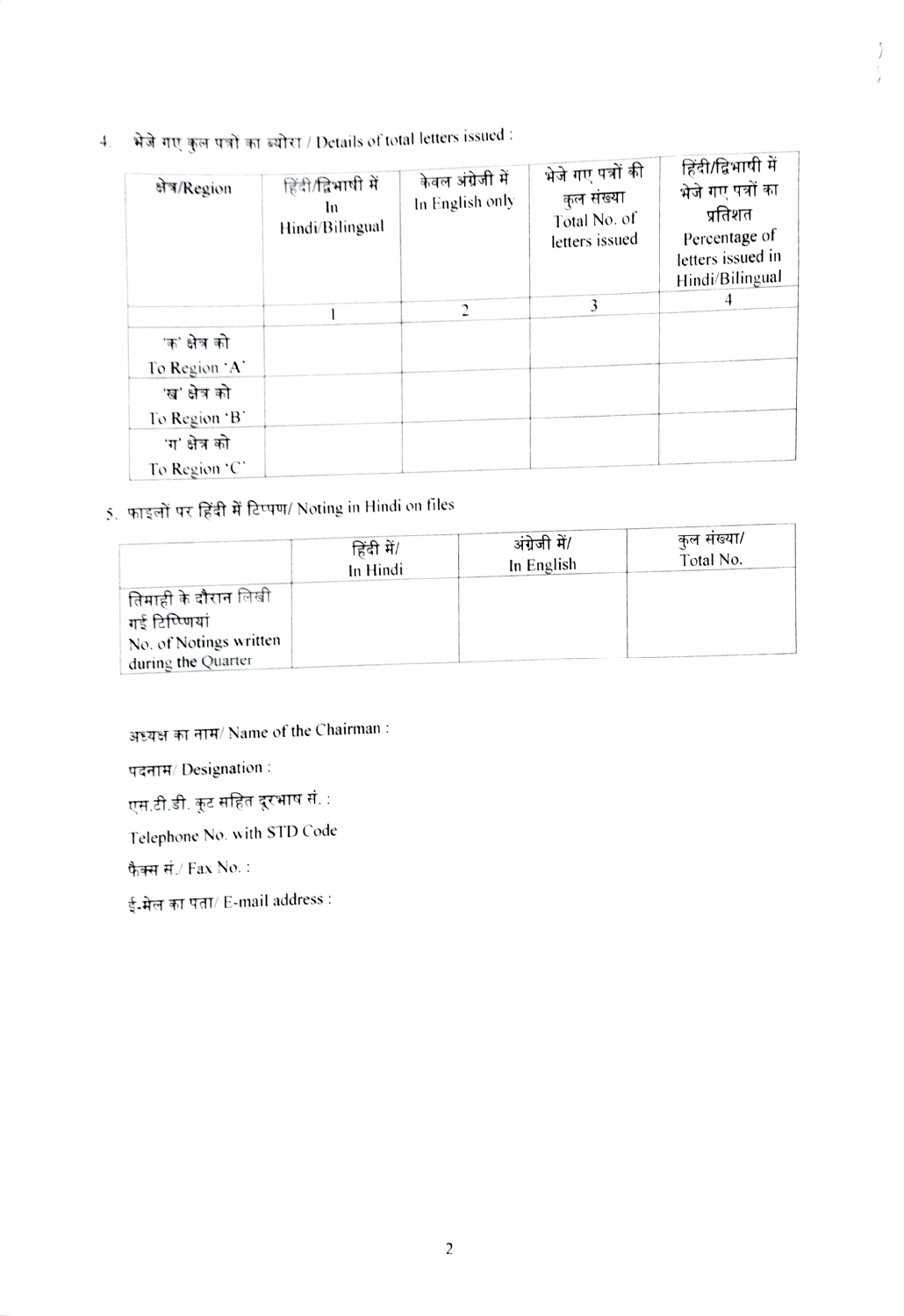4. भेजे गए कुल पत्रों का ब्योरा / Details of total letters issued :

| क्षेत्र/Region | हिंदी/द्विभाषी में In Hindi/Bilingual | केवल अंग्रेजी में In English only | भेजे गए पत्रों की कुल संख्या Total No. of letters issued | हिंदी/द्विभाषी में भेजे गए पत्रों का प्रतिशत Percentage of letters issued in Hindi/Bilingual |
|---|---|---|---|---|
| | 1 | 2 | 3 | 4 |
| 'क' क्षेत्र को To Region 'A' | | | | |
| 'ख' क्षेत्र को To Region 'B' | | | | |
| 'ग' क्षेत्र को To Region 'C' | | | | |

5. फाइलों पर हिंदी में टिप्पण/ Noting in Hindi on files

| | हिंदी में/ In Hindi | अंग्रेजी में/ In English | कुल संख्या/ Total No. |
|---|---|---|---|
| तिमाही के दौरान लिखी गई टिप्पणियां No. of Notings written during the Quarter | | | |

अध्यक्ष का नाम/ Name of the Chairman :

पदनाम/ Designation :

एस.टी.डी. कूट सहित दूरभाष सं. :

Telephone No. with STD Code

फैक्स सं./ Fax No. :

ई-मेल का पता/ E-mail address :